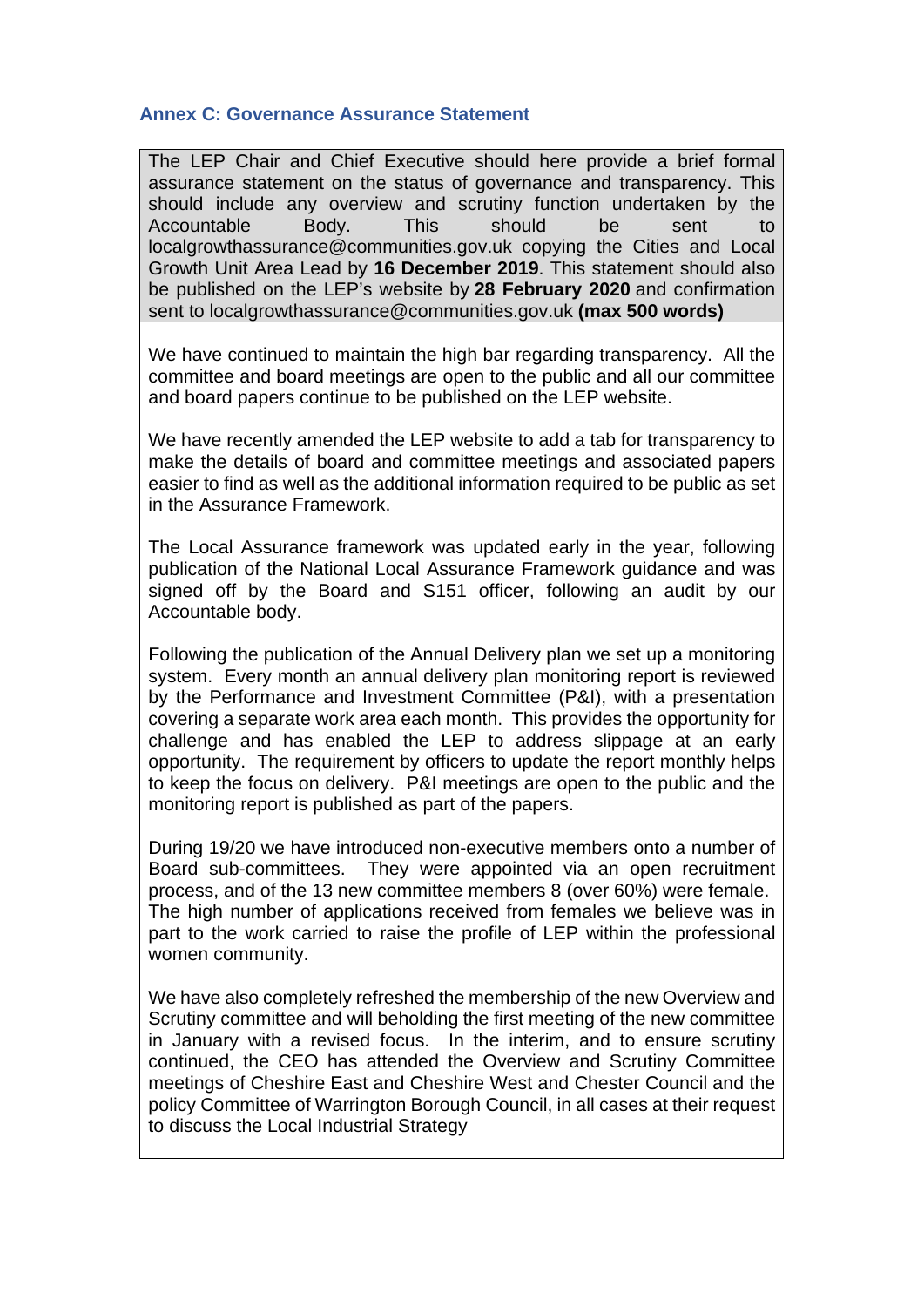### Annex C: Governance Assurance Statement

| The LEP Chair and Chief Executive should here provide a brief formal assurance statement on the status of governance and transparency. This should include any overview and scrutiny function undertaken by the Accountable Body. This should be sent to localgrowthassurance@communities.gov.uk copying the Cities and Local Growth Unit Area Lead by **16 December 2019**. This statement should also be published on the LEP's website by **28 February 2020** and confirmation sent to localgrowthassurance@communities.gov.uk **(max 500 words)** |
|---|
| We have continued to maintain the high bar regarding transparency. All the committee and board meetings are open to the public and all our committee and board papers continue to be published on the LEP website.<br><br>We have recently amended the LEP website to add a tab for transparency to make the details of board and committee meetings and associated papers easier to find as well as the additional information required to be public as set in the Assurance Framework.<br><br>The Local Assurance framework was updated early in the year, following publication of the National Local Assurance Framework guidance and was signed off by the Board and S151 officer, following an audit by our Accountable body.<br><br>Following the publication of the Annual Delivery plan we set up a monitoring system. Every month an annual delivery plan monitoring report is reviewed by the Performance and Investment Committee (P&I), with a presentation covering a separate work area each month. This provides the opportunity for challenge and has enabled the LEP to address slippage at an early opportunity. The requirement by officers to update the report monthly helps to keep the focus on delivery. P&I meetings are open to the public and the monitoring report is published as part of the papers.<br><br>During 19/20 we have introduced non-executive members onto a number of Board sub-committees. They were appointed via an open recruitment process, and of the 13 new committee members 8 (over 60%) were female. The high number of applications received from females we believe was in part to the work carried to raise the profile of LEP within the professional women community.<br><br>We have also completely refreshed the membership of the new Overview and Scrutiny committee and will beholding the first meeting of the new committee in January with a revised focus. In the interim, and to ensure scrutiny continued, the CEO has attended the Overview and Scrutiny Committee meetings of Cheshire East and Cheshire West and Chester Council and the policy Committee of Warrington Borough Council, in all cases at their request to discuss the Local Industrial Strategy |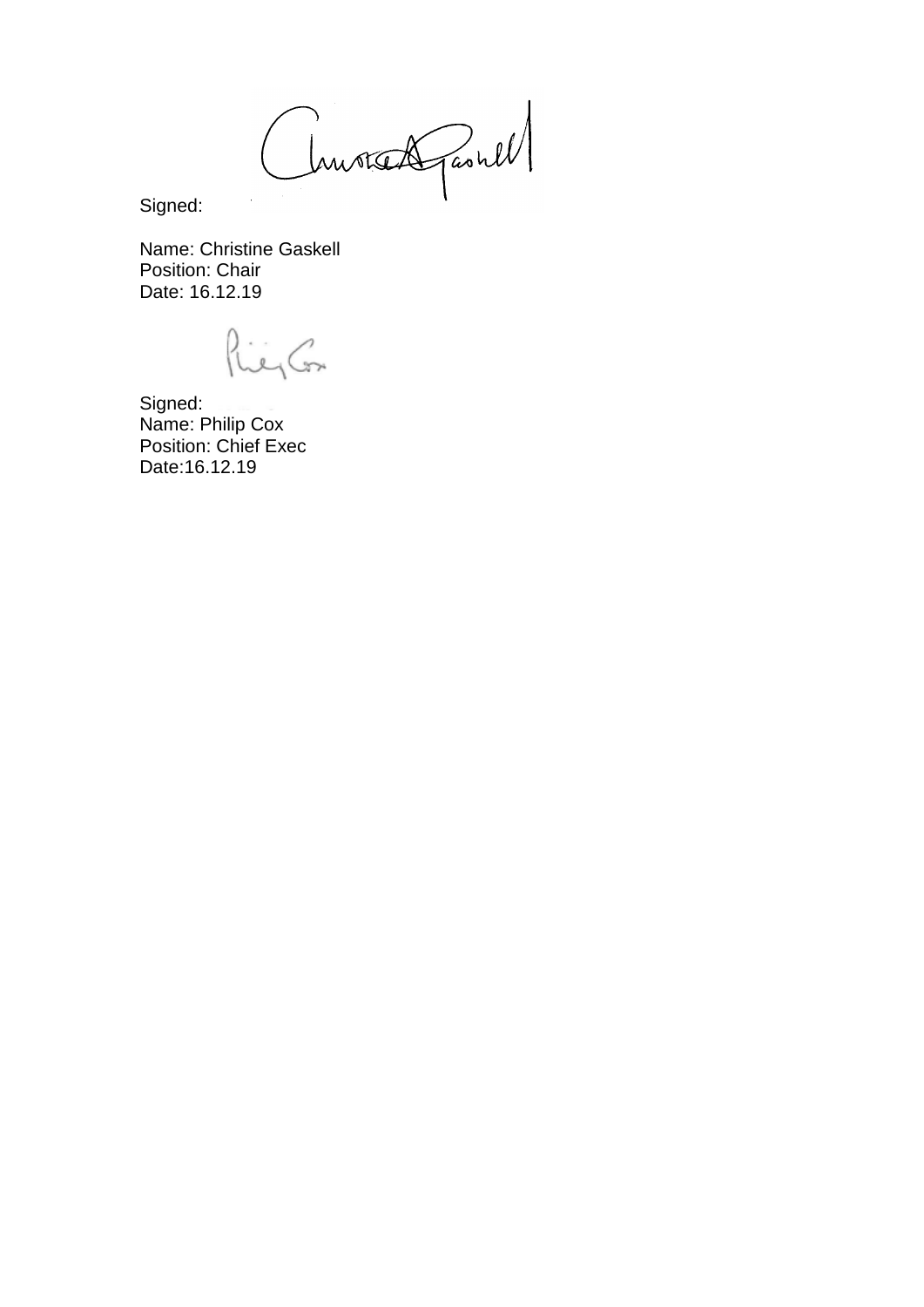Signed:

Name: Christine Gaskell
Position: Chair
Date: 16.12.19

Signed:
Name: Philip Cox
Position: Chief Exec
Date:16.12.19